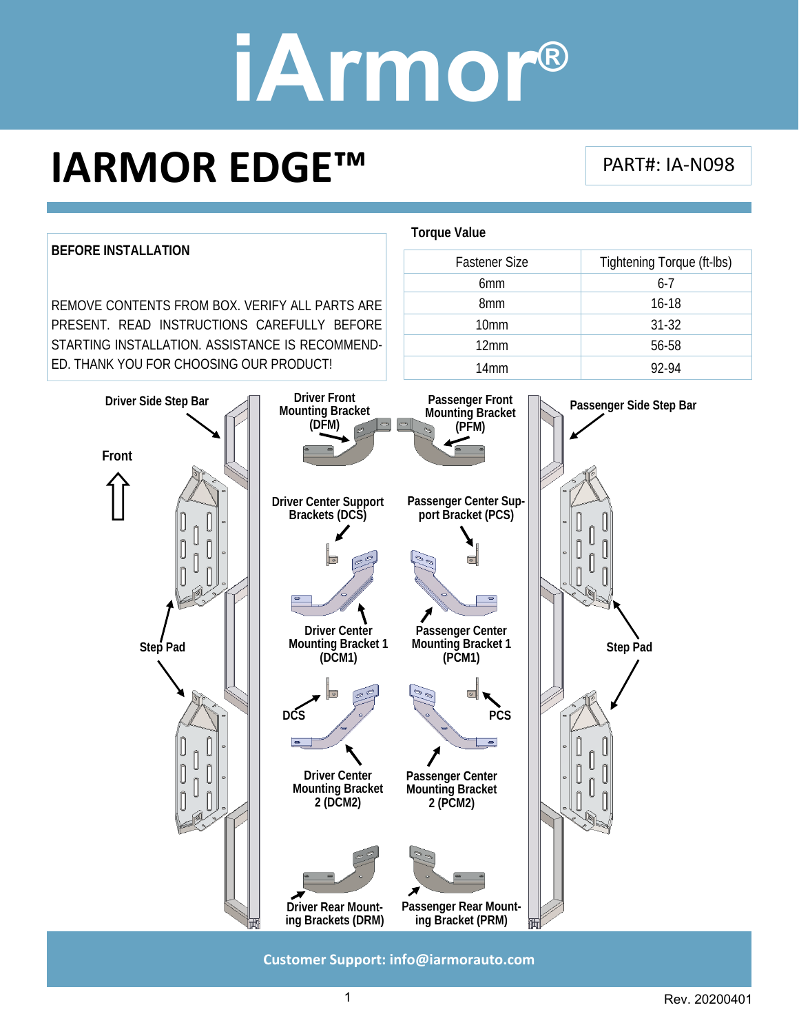# iArmor®

# IARMOR EDGE™

PART#: IA-N098

**BEFORE INSTALLATION**

REMOVE CONTENTS FROM BOX. VERIFY ALL PARTS ARE PRESENT. READ INSTRUCTIONS CAREFULLY BEFORE STARTING INSTALLATION. ASSISTANCE IS RECOMMENDED. THANK YOU FOR CHOOSING OUR PRODUCT!

**Torque Value**

| Fastener Size | Tightening Torque (ft-lbs) |
|---|---|
| 6mm | 6-7 |
| 8mm | 16-18 |
| 10mm | 31-32 |
| 12mm | 56-58 |
| 14mm | 92-94 |

Driver Side Step Bar

Front

Step Pad

Step Pad

Driver Front Mounting Bracket (DFM)

Passenger Front Mounting Bracket (PFM)

Driver Center Support Brackets (DCS)

Passenger Center Support Bracket (PCS)

Driver Center Mounting Bracket 1 (DCM1)

Passenger Center Mounting Bracket 1 (PCM1)

DCS

PCS

Driver Center Mounting Bracket 2 (DCM2)

Passenger Center Mounting Bracket 2 (PCM2)

Driver Rear Mounting Brackets (DRM)

Passenger Rear Mounting Bracket (PRM)

Passenger Side Step Bar

Step Pad

**Customer Support: info@iarmorauto.com**

Rev. 20200401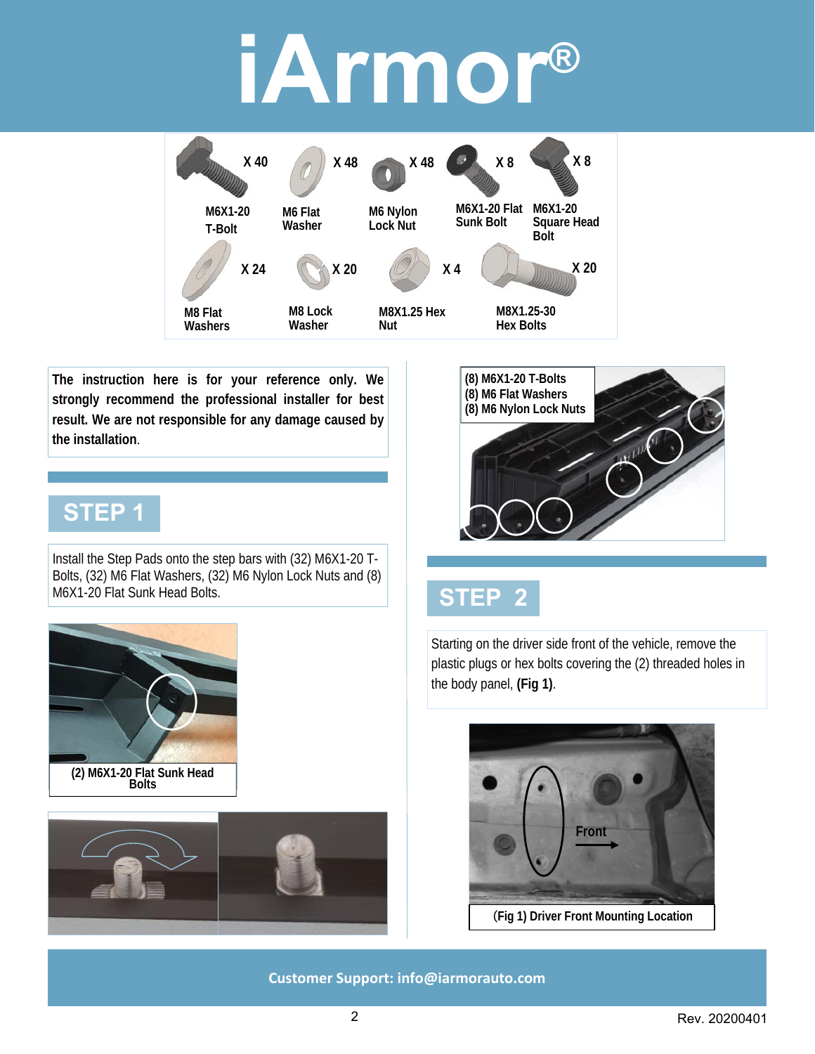# iArmor®

| Part | Quantity |
|---|---|
| M6X1-20 T-Bolt | X 40 |
| M6 Flat Washer | X 48 |
| M6 Nylon Lock Nut | X 48 |
| M6X1-20 Flat Sunk Bolt | X 8 |
| M6X1-20 Square Head Bolt | X 8 |
| M8 Flat Washers | X 24 |
| M8 Lock Washer | X 20 |
| M8X1.25 Hex Nut | X 4 |
| M8X1.25-30 Hex Bolts | X 20 |

**The instruction here is for your reference only. We strongly recommend the professional installer for best result. We are not responsible for any damage caused by the installation.**

## STEP 1

Install the Step Pads onto the step bars with (32) M6X1-20 T-Bolts, (32) M6 Flat Washers, (32) M6 Nylon Lock Nuts and (8) M6X1-20 Flat Sunk Head Bolts.

**(2) M6X1-20 Flat Sunk Head Bolts**

**(8) M6X1-20 T-Bolts**
**(8) M6 Flat Washers**
**(8) M6 Nylon Lock Nuts**

## STEP 2

Starting on the driver side front of the vehicle, remove the plastic plugs or hex bolts covering the (2) threaded holes in the body panel, **(Fig 1)**.

Front

**(Fig 1) Driver Front Mounting Location**

**Customer Support: info@iarmorauto.com**

Rev. 20200401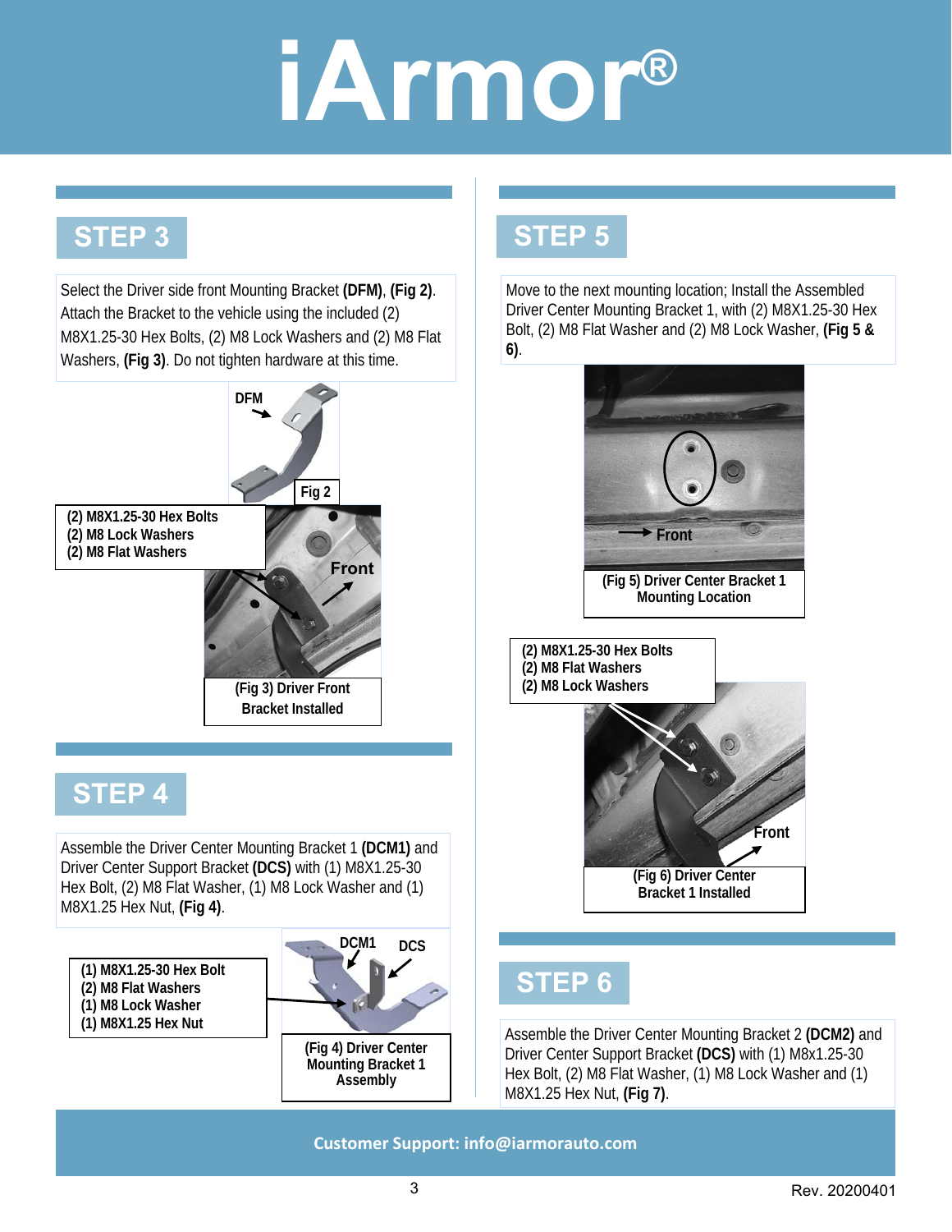## STEP 3

Select the Driver side front Mounting Bracket **(DFM)**, **(Fig 2)**. Attach the Bracket to the vehicle using the included (2) M8X1.25-30 Hex Bolts, (2) M8 Lock Washers and (2) M8 Flat Washers, **(Fig 3)**. Do not tighten hardware at this time.

DFM

Fig 2

**(2) M8X1.25-30 Hex Bolts**
**(2) M8 Lock Washers**
**(2) M8 Flat Washers**

Front

**(Fig 3) Driver Front Bracket Installed**

## STEP 4

Assemble the Driver Center Mounting Bracket 1 **(DCM1)** and Driver Center Support Bracket **(DCS)** with (1) M8X1.25-30 Hex Bolt, (2) M8 Flat Washer, (1) M8 Lock Washer and (1) M8X1.25 Hex Nut, **(Fig 4)**.

**(1) M8X1.25-30 Hex Bolt**
**(2) M8 Flat Washers**
**(1) M8 Lock Washer**
**(1) M8X1.25 Hex Nut**

DCM1 DCS

**(Fig 4) Driver Center Mounting Bracket 1 Assembly**

## STEP 5

Move to the next mounting location; Install the Assembled Driver Center Mounting Bracket 1, with (2) M8X1.25-30 Hex Bolt, (2) M8 Flat Washer and (2) M8 Lock Washer, **(Fig 5 & 6)**.

Front

**(Fig 5) Driver Center Bracket 1 Mounting Location**

**(2) M8X1.25-30 Hex Bolts**
**(2) M8 Flat Washers**
**(2) M8 Lock Washers**

Front

**(Fig 6) Driver Center Bracket 1 Installed**

## STEP 6

Assemble the Driver Center Mounting Bracket 2 **(DCM2)** and Driver Center Support Bracket **(DCS)** with (1) M8x1.25-30 Hex Bolt, (2) M8 Flat Washer, (1) M8 Lock Washer and (1) M8X1.25 Hex Nut, **(Fig 7)**.

**Customer Support: info@iarmorauto.com**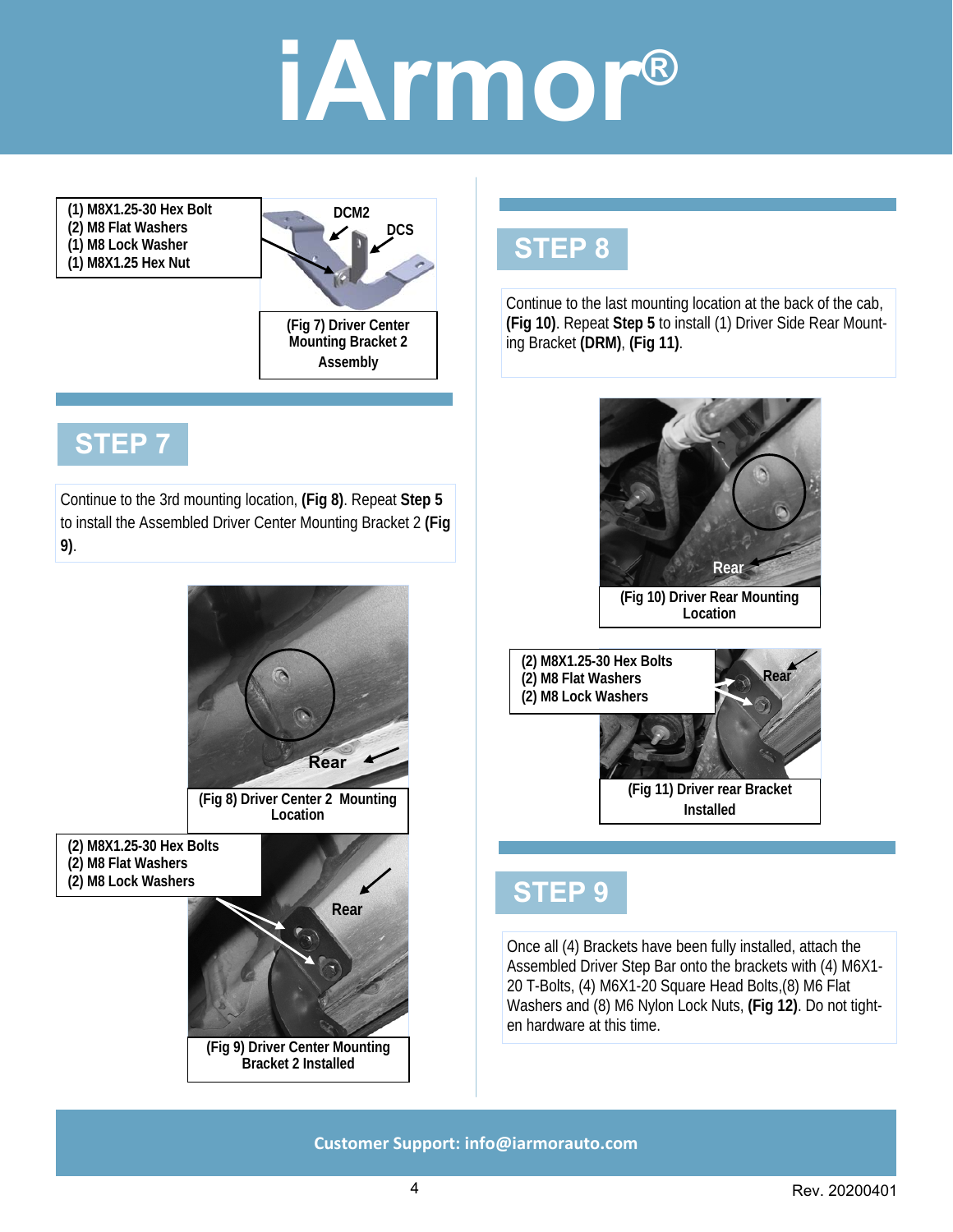(1) M8X1.25-30 Hex Bolt
(2) M8 Flat Washers
(1) M8 Lock Washer
(1) M8X1.25 Hex Nut

DCM2

DCS

(Fig 7) Driver Center Mounting Bracket 2 Assembly

## STEP 7

Continue to the 3rd mounting location, **(Fig 8)**. Repeat **Step 5** to install the Assembled Driver Center Mounting Bracket 2 **(Fig 9)**.

Rear

(Fig 8) Driver Center 2 Mounting Location

(2) M8X1.25-30 Hex Bolts
(2) M8 Flat Washers
(2) M8 Lock Washers

Rear

(Fig 9) Driver Center Mounting Bracket 2 Installed

## STEP 8

Continue to the last mounting location at the back of the cab, **(Fig 10)**. Repeat **Step 5** to install (1) Driver Side Rear Mounting Bracket **(DRM)**, **(Fig 11)**.

Rear

(Fig 10) Driver Rear Mounting Location

(2) M8X1.25-30 Hex Bolts
(2) M8 Flat Washers
(2) M8 Lock Washers

Rear

(Fig 11) Driver rear Bracket Installed

## STEP 9

Once all (4) Brackets have been fully installed, attach the Assembled Driver Step Bar onto the brackets with (4) M6X1-20 T-Bolts, (4) M6X1-20 Square Head Bolts,(8) M6 Flat Washers and (8) M6 Nylon Lock Nuts, **(Fig 12)**. Do not tighten hardware at this time.

**Customer Support: info@iarmorauto.com**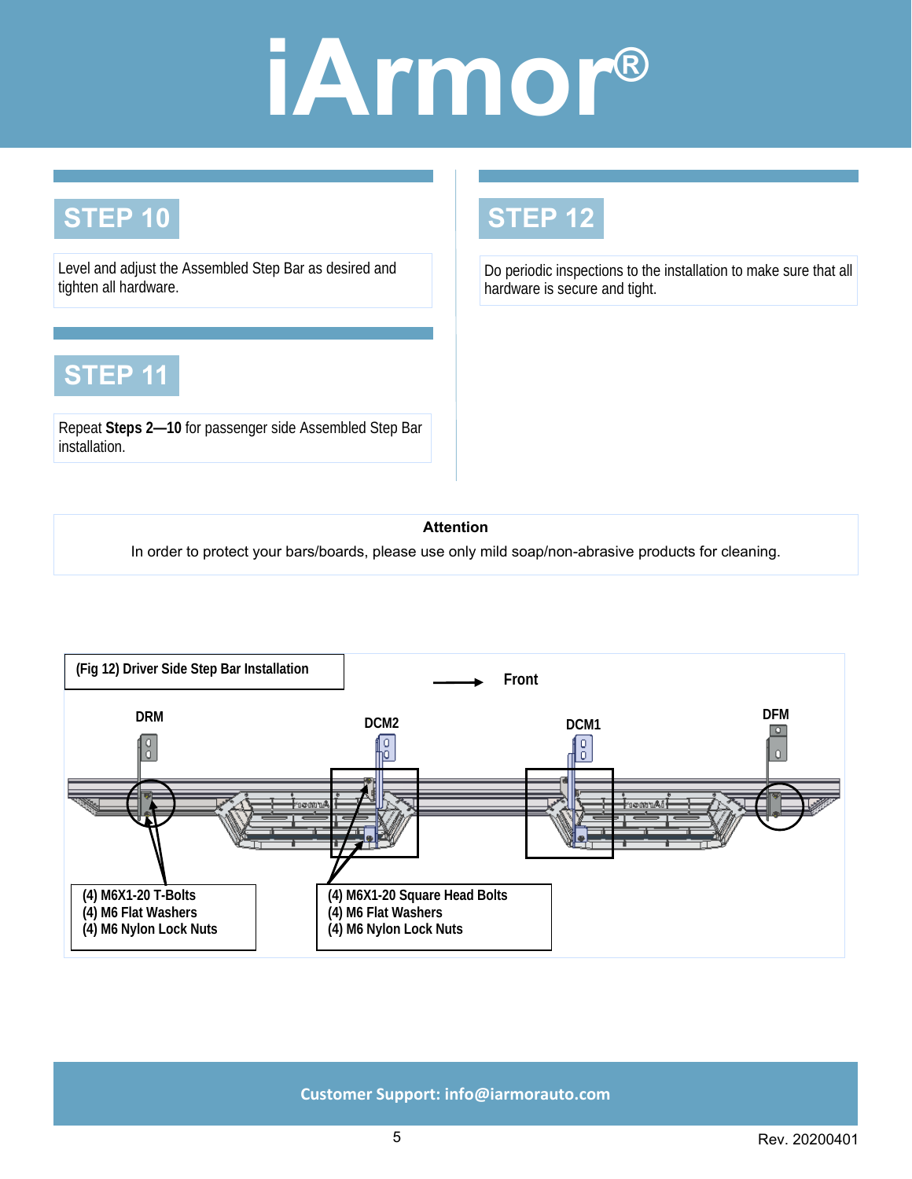# iArmor®

## STEP 10

Level and adjust the Assembled Step Bar as desired and tighten all hardware.

## STEP 11

Repeat **Steps 2—10** for passenger side Assembled Step Bar installation.

## STEP 12

Do periodic inspections to the installation to make sure that all hardware is secure and tight.

**Attention**

In order to protect your bars/boards, please use only mild soap/non-abrasive products for cleaning.

**(Fig 12) Driver Side Step Bar Installation**

Front

DRM

DCM2

DCM1

DFM

(4) M6X1-20 T-Bolts
(4) M6 Flat Washers
(4) M6 Nylon Lock Nuts

(4) M6X1-20 Square Head Bolts
(4) M6 Flat Washers
(4) M6 Nylon Lock Nuts

Customer Support: info@iarmorauto.com

Rev. 20200401